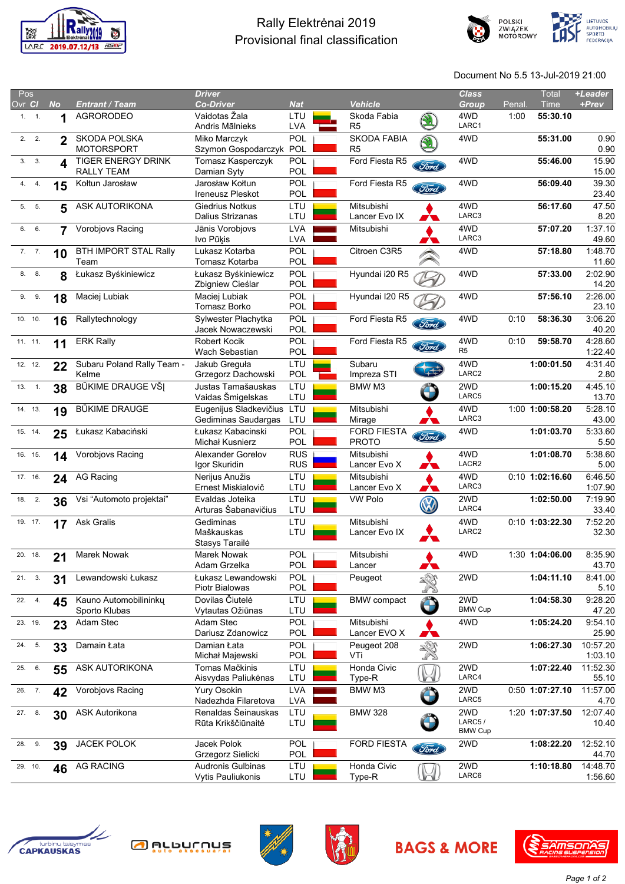# Rally Elektrėnai 2019
## Provisional final classification

Document No 5.5 13-Jul-2019 21:00

| Pos Ovr | Pos Cl | No | Entrant / Team | Driver / Co-Driver | Nat | Vehicle | Class / Group | Penal. | Total Time | +Leader / +Prev |
|---|---|---|---|---|---|---|---|---|---|---|
| 1. | 1. | 1 | AGRORODEO | Vaidotas Žala / Andris Mālnieks | LTU / LVA | Skoda Fabia R5 | 4WD / LARC1 | 1:00 | 55:30.10 | |
| 2. | 2. | 2 | SKODA POLSKA MOTORSPORT | Miko Marczyk / Szymon Gospodarczyk | POL / POL | SKODA FABIA R5 | 4WD | | 55:31.00 | 0.90 / 0.90 |
| 3. | 3. | 4 | TIGER ENERGY DRINK RALLY TEAM | Tomasz Kasperczyk / Damian Syty | POL / POL | Ford Fiesta R5 | 4WD | | 55:46.00 | 15.90 / 15.00 |
| 4. | 4. | 15 | Kołtun Jarosław | Jarosław Kołtun / Ireneusz Pleskot | POL / POL | Ford Fiesta R5 | 4WD | | 56:09.40 | 39.30 / 23.40 |
| 5. | 5. | 5 | ASK AUTORIKONA | Giedrius Notkus / Dalius Strizanas | LTU / LTU | Mitsubishi Lancer Evo IX | 4WD / LARC3 | | 56:17.60 | 47.50 / 8.20 |
| 6. | 6. | 7 | Vorobjovs Racing | Jānis Vorobjovs / Ivo Pūķis | LVA / LVA | Mitsubishi | 4WD / LARC3 | | 57:07.20 | 1:37.10 / 49.60 |
| 7. | 7. | 10 | BTH IMPORT STAL Rally Team | Lukasz Kotarba / Tomasz Kotarba | POL / POL | Citroen C3R5 | 4WD | | 57:18.80 | 1:48.70 / 11.60 |
| 8. | 8. | 8 | Łukasz Byśkiniewicz | Łukasz Byśkiniewicz / Zbigniew Cieślar | POL / POL | Hyundai i20 R5 | 4WD | | 57:33.00 | 2:02.90 / 14.20 |
| 9. | 9. | 18 | Maciej Lubiak | Maciej Lubiak / Tomasz Borko | POL / POL | Hyundai I20 R5 | 4WD | | 57:56.10 | 2:26.00 / 23.10 |
| 10. | 10. | 16 | Rallytechnology | Sylwester Płachytka / Jacek Nowaczewski | POL / POL | Ford Fiesta R5 | 4WD | 0:10 | 58:36.30 | 3:06.20 / 40.20 |
| 11. | 11. | 11 | ERK Rally | Robert Kocik / Wach Sebastian | POL / POL | Ford Fiesta R5 | 4WD / R5 | 0:10 | 59:58.70 | 4:28.60 / 1:22.40 |
| 12. | 12. | 22 | Subaru Poland Rally Team - Kelme | Jakub Greguła / Grzegorz Dachowski | LTU / POL | Subaru Impreza STI | 4WD / LARC2 | | 1:00:01.50 | 4:31.40 / 2.80 |
| 13. | 1. | 38 | BŪKIME DRAUGE VŠĮ | Justas Tamašauskas / Vaidas Šmigelskas | LTU / LTU | BMW M3 | 2WD / LARC5 | | 1:00:15.20 | 4:45.10 / 13.70 |
| 14. | 13. | 19 | BŪKIME DRAUGE | Eugenijus Sladkevičius / Gediminas Saudargas | LTU / LTU | Mitsubishi Mirage | 4WD / LARC3 | 1:00 | 1:00:58.20 | 5:28.10 / 43.00 |
| 15. | 14. | 25 | Łukasz Kabaciński | Łukasz Kabacinski / Michał Kusnierz | POL / POL | FORD FIESTA PROTO | 4WD | | 1:01:03.70 | 5:33.60 / 5.50 |
| 16. | 15. | 14 | Vorobjovs Racing | Alexander Gorelov / Igor Skuridin | RUS / RUS | Mitsubishi Lancer Evo X | 4WD / LACR2 | | 1:01:08.70 | 5:38.60 / 5.00 |
| 17. | 16. | 24 | AG Racing | Nerijus Anužis / Ernest Miskialovič | LTU / LTU | Mitsubishi Lancer Evo X | 4WD / LARC3 | 0:10 | 1:02:16.60 | 6:46.50 / 1:07.90 |
| 18. | 2. | 36 | Vsi "Automoto projektai" | Evaldas Joteika / Arturas Šabanavičius | LTU / LTU | VW Polo | 2WD / LARC4 | | 1:02:50.00 | 7:19.90 / 33.40 |
| 19. | 17. | 17 | Ask Gralis | Gediminas Maškauskas / Stasys Tarailė | LTU / LTU | Mitsubishi Lancer Evo IX | 4WD / LARC2 | 0:10 | 1:03:22.30 | 7:52.20 / 32.30 |
| 20. | 18. | 21 | Marek Nowak | Marek Nowak / Adam Grzelka | POL / POL | Mitsubishi Lancer | 4WD | 1:30 | 1:04:06.00 | 8:35.90 / 43.70 |
| 21. | 3. | 31 | Lewandowski Łukasz | Łukasz Lewandowski / Piotr Bialowas | POL / POL | Peugeot | 2WD | | 1:04:11.10 | 8:41.00 / 5.10 |
| 22. | 4. | 45 | Kauno Automobilininkų Sporto Klubas | Dovilas Čiutelė / Vytautas Ožiūnas | LTU / LTU | BMW compact | 2WD / BMW Cup | | 1:04:58.30 | 9:28.20 / 47.20 |
| 23. | 19. | 23 | Adam Stec | Adam Stec / Dariusz Zdanowicz | POL / POL | Mitsubishi Lancer EVO X | 4WD | | 1:05:24.20 | 9:54.10 / 25.90 |
| 24. | 5. | 33 | Damain Łata | Damian Łata / Michał Majewski | POL / POL | Peugeot 208 VTi | 2WD | | 1:06:27.30 | 10:57.20 / 1:03.10 |
| 25. | 6. | 55 | ASK AUTORIKONA | Tomas Mačkinis / Aisvydas Paliukėnas | LTU / LTU | Honda Civic Type-R | 2WD / LARC4 | | 1:07:22.40 | 11:52.30 / 55.10 |
| 26. | 7. | 42 | Vorobjovs Racing | Yury Osokin / Nadezhda Filaretova | LVA / LVA | BMW M3 | 2WD / LARC5 | 0:50 | 1:07:27.10 | 11:57.00 / 4.70 |
| 27. | 8. | 30 | ASK Autorikona | Renaldas Šeinauskas / Rūta Krikščiūnaitė | LTU / LTU | BMW 328 | 2WD / LARC5 / BMW Cup | 1:20 | 1:07:37.50 | 12:07.40 / 10.40 |
| 28. | 9. | 39 | JACEK POLOK | Jacek Polok / Grzegorz Sielicki | POL / POL | FORD FIESTA | 2WD | | 1:08:22.20 | 12:52.10 / 44.70 |
| 29. | 10. | 46 | AG RACING | Audronis Gulbinas / Vytis Pauliukonis | LTU / LTU | Honda Civic Type-R | 2WD / LARC6 | | 1:10:18.80 | 14:48.70 / 1:56.60 |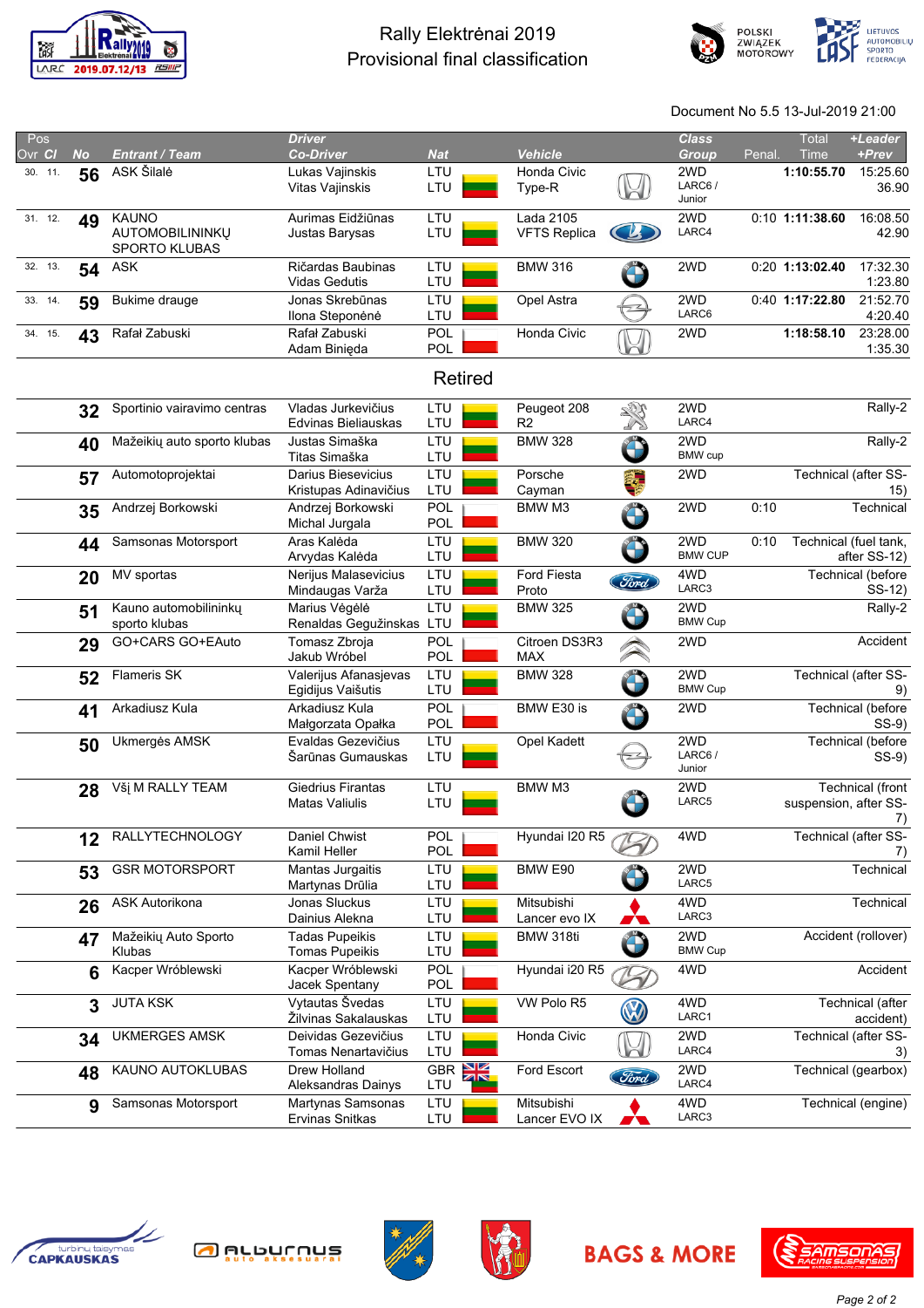# Rally Elektrėnai 2019

## Provisional final classification

Document No 5.5 13-Jul-2019 21:00

| Pos Ovr | Cl | No | Entrant / Team | Driver / Co-Driver | Nat | Vehicle | Class / Group | Penal. | Total Time | +Leader / +Prev |
|---|---|---|---|---|---|---|---|---|---|---|
| 30. | 11. | 56 | ASK Šilalė | Lukas Vajinskis / Vitas Vajinskis | LTU / LTU | Honda Civic Type-R | 2WD / LARC6 / Junior | | 1:10:55.70 | 15:25.60 / 36.90 |
| 31. | 12. | 49 | KAUNO AUTOMOBILININKŲ SPORTO KLUBAS | Aurimas Eidžiūnas / Justas Barysas | LTU / LTU | Lada 2105 VFTS Replica | 2WD / LARC4 | 0:10 | 1:11:38.60 | 16:08.50 / 42.90 |
| 32. | 13. | 54 | ASK | Ričardas Baubinas / Vidas Gedutis | LTU / LTU | BMW 316 | 2WD | 0:20 | 1:13:02.40 | 17:32.30 / 1:23.80 |
| 33. | 14. | 59 | Bukime drauge | Jonas Skrebūnas / Ilona Steponėnė | LTU / LTU | Opel Astra | 2WD / LARC6 | 0:40 | 1:17:22.80 | 21:52.70 / 4:20.40 |
| 34. | 15. | 43 | Rafał Zabuski | Rafał Zabuski / Adam Binięda | POL / POL | Honda Civic | 2WD | | 1:18:58.10 | 23:28.00 / 1:35.30 |

## Retired

| No | Entrant / Team | Driver / Co-Driver | Nat | Vehicle | Class / Group | Penal. | Reason |
|---|---|---|---|---|---|---|---|
| 32 | Sportinio vairavimo centras | Vladas Jurkevičius / Edvinas Bieliauskas | LTU / LTU | Peugeot 208 R2 | 2WD / LARC4 | | Rally-2 |
| 40 | Mažeikių auto sporto klubas | Justas Simaška / Titas Simaška | LTU / LTU | BMW 328 | 2WD / BMW cup | | Rally-2 |
| 57 | Automotoprojektai | Darius Biesevicius / Kristupas Adinavičius | LTU / LTU | Porsche Cayman | 2WD | | Technical (after SS-15) |
| 35 | Andrzej Borkowski | Andrzej Borkowski / Michal Jurgala | POL / POL | BMW M3 | 2WD | 0:10 | Technical |
| 44 | Samsonas Motorsport | Aras Kalėda / Arvydas Kalėda | LTU / LTU | BMW 320 | 2WD / BMW CUP | 0:10 | Technical (fuel tank, after SS-12) |
| 20 | MV sportas | Nerijus Malasevicius / Mindaugas Varža | LTU / LTU | Ford Fiesta Proto | 4WD / LARC3 | | Technical (before SS-12) |
| 51 | Kauno automobilininkų sporto klubas | Marius Vėgėlė / Renaldas Gegužinskas | LTU / LTU | BMW 325 | 2WD / BMW Cup | | Rally-2 |
| 29 | GO+CARS GO+EAuto | Tomasz Zbroja / Jakub Wróbel | POL / POL | Citroen DS3R3 MAX | 2WD | | Accident |
| 52 | Flameris SK | Valerijus Afanasjevas / Egidijus Vaišutis | LTU / LTU | BMW 328 | 2WD / BMW Cup | | Technical (after SS-9) |
| 41 | Arkadiusz Kula | Arkadiusz Kula / Małgorzata Opałka | POL / POL | BMW E30 is | 2WD | | Technical (before SS-9) |
| 50 | Ukmergės AMSK | Evaldas Gezevičius / Šarūnas Gumauskas | LTU / LTU | Opel Kadett | 2WD / LARC6 / Junior | | Technical (before SS-9) |
| 28 | VšĮ M RALLY TEAM | Giedrius Firantas / Matas Valiulis | LTU / LTU | BMW M3 | 2WD / LARC5 | | Technical (front suspension, after SS-7) |
| 12 | RALLYTECHNOLOGY | Daniel Chwist / Kamil Heller | POL / POL | Hyundai I20 R5 | 4WD | | Technical (after SS-7) |
| 53 | GSR MOTORSPORT | Mantas Jurgaitis / Martynas Drūlia | LTU / LTU | BMW E90 | 2WD / LARC5 | | Technical |
| 26 | ASK Autorikona | Jonas Sluckus / Dainius Alekna | LTU / LTU | Mitsubishi Lancer evo IX | 4WD / LARC3 | | Technical |
| 47 | Mažeikių Auto Sporto Klubas | Tadas Pupeikis / Tomas Pupeikis | LTU / LTU | BMW 318ti | 2WD / BMW Cup | | Accident (rollover) |
| 6 | Kacper Wróblewski | Kacper Wróblewski / Jacek Spentany | POL / POL | Hyundai i20 R5 | 4WD | | Accident |
| 3 | JUTA KSK | Vytautas Švedas / Žilvinas Sakalauskas | LTU / LTU | VW Polo R5 | 4WD / LARC1 | | Technical (after accident) |
| 34 | UKMERGES AMSK | Deividas Gezevičius / Tomas Nenartavičius | LTU / LTU | Honda Civic | 2WD / LARC4 | | Technical (after SS-3) |
| 48 | KAUNO AUTOKLUBAS | Drew Holland / Aleksandras Dainys | GBR / LTU | Ford Escort | 2WD / LARC4 | | Technical (gearbox) |
| 9 | Samsonas Motorsport | Martynas Samsonas / Ervinas Snitkas | LTU / LTU | Mitsubishi Lancer EVO IX | 4WD / LARC3 | | Technical (engine) |